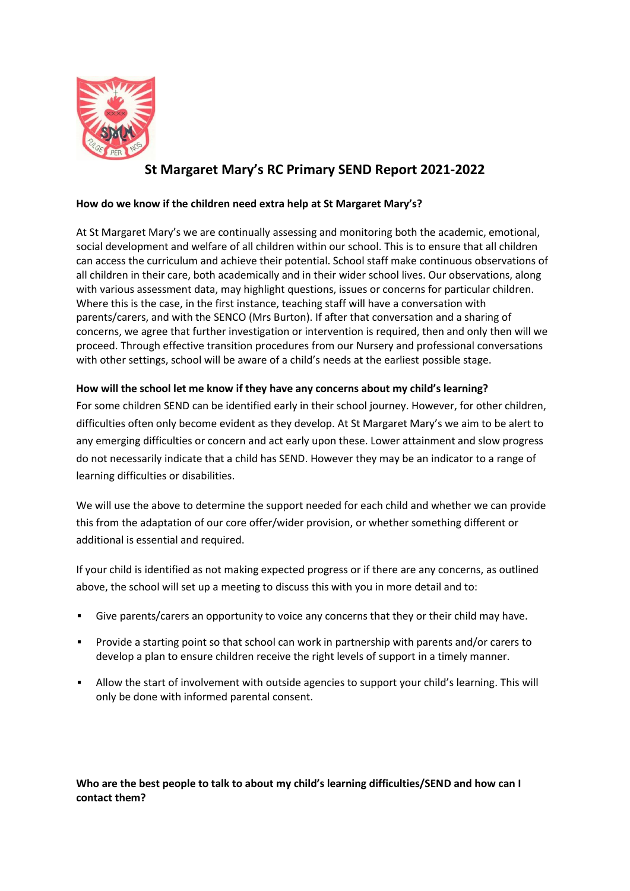# St Margaret Mary's RC Primary SEND Report 2021-2022

**How do we know if the children need extra help at St Margaret Mary's?**

At St Margaret Mary's we are continually assessing and monitoring both the academic, emotional, social development and welfare of all children within our school. This is to ensure that all children can access the curriculum and achieve their potential. School staff make continuous observations of all children in their care, both academically and in their wider school lives. Our observations, along with various assessment data, may highlight questions, issues or concerns for particular children. Where this is the case, in the first instance, teaching staff will have a conversation with parents/carers, and with the SENCO (Mrs Burton). If after that conversation and a sharing of concerns, we agree that further investigation or intervention is required, then and only then will we proceed. Through effective transition procedures from our Nursery and professional conversations with other settings, school will be aware of a child's needs at the earliest possible stage.

**How will the school let me know if they have any concerns about my child's learning?**

For some children SEND can be identified early in their school journey. However, for other children, difficulties often only become evident as they develop. At St Margaret Mary's we aim to be alert to any emerging difficulties or concern and act early upon these. Lower attainment and slow progress do not necessarily indicate that a child has SEND. However they may be an indicator to a range of learning difficulties or disabilities.

We will use the above to determine the support needed for each child and whether we can provide this from the adaptation of our core offer/wider provision, or whether something different or additional is essential and required.

If your child is identified as not making expected progress or if there are any concerns, as outlined above, the school will set up a meeting to discuss this with you in more detail and to:

- Give parents/carers an opportunity to voice any concerns that they or their child may have.
- Provide a starting point so that school can work in partnership with parents and/or carers to develop a plan to ensure children receive the right levels of support in a timely manner.
- Allow the start of involvement with outside agencies to support your child's learning. This will only be done with informed parental consent.

**Who are the best people to talk to about my child's learning difficulties/SEND and how can I contact them?**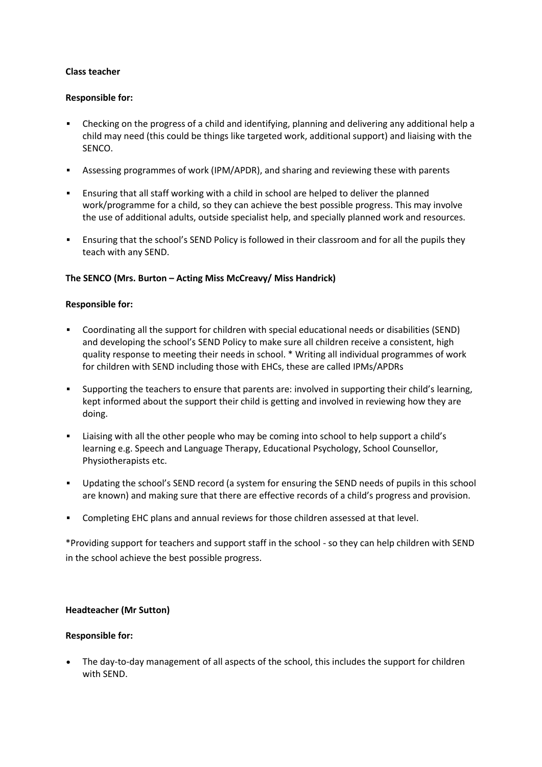**Class teacher**

**Responsible for:**

- Checking on the progress of a child and identifying, planning and delivering any additional help a child may need (this could be things like targeted work, additional support) and liaising with the SENCO.
- Assessing programmes of work (IPM/APDR), and sharing and reviewing these with parents
- Ensuring that all staff working with a child in school are helped to deliver the planned work/programme for a child, so they can achieve the best possible progress. This may involve the use of additional adults, outside specialist help, and specially planned work and resources.
- Ensuring that the school's SEND Policy is followed in their classroom and for all the pupils they teach with any SEND.

**The SENCO (Mrs. Burton – Acting Miss McCreavy/ Miss Handrick)**

**Responsible for:**

- Coordinating all the support for children with special educational needs or disabilities (SEND) and developing the school's SEND Policy to make sure all children receive a consistent, high quality response to meeting their needs in school. * Writing all individual programmes of work for children with SEND including those with EHCs, these are called IPMs/APDRs
- Supporting the teachers to ensure that parents are: involved in supporting their child's learning, kept informed about the support their child is getting and involved in reviewing how they are doing.
- Liaising with all the other people who may be coming into school to help support a child's learning e.g. Speech and Language Therapy, Educational Psychology, School Counsellor, Physiotherapists etc.
- Updating the school's SEND record (a system for ensuring the SEND needs of pupils in this school are known) and making sure that there are effective records of a child's progress and provision.
- Completing EHC plans and annual reviews for those children assessed at that level.

*Providing support for teachers and support staff in the school - so they can help children with SEND in the school achieve the best possible progress.

**Headteacher (Mr Sutton)**

**Responsible for:**

- The day-to-day management of all aspects of the school, this includes the support for children with SEND.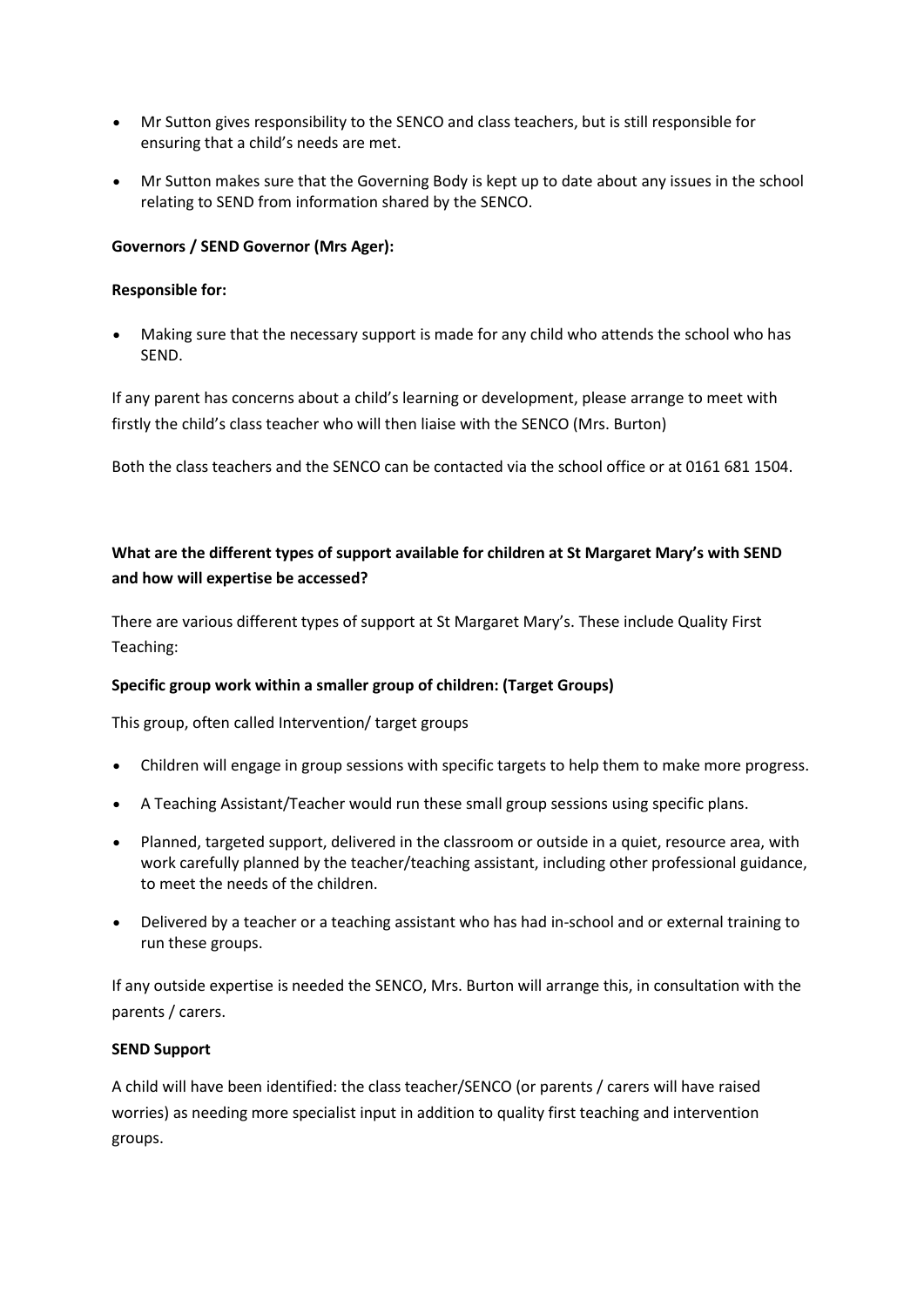- Mr Sutton gives responsibility to the SENCO and class teachers, but is still responsible for ensuring that a child's needs are met.
- Mr Sutton makes sure that the Governing Body is kept up to date about any issues in the school relating to SEND from information shared by the SENCO.

**Governors / SEND Governor (Mrs Ager):**

**Responsible for:**

- Making sure that the necessary support is made for any child who attends the school who has SEND.

If any parent has concerns about a child's learning or development, please arrange to meet with firstly the child's class teacher who will then liaise with the SENCO (Mrs. Burton)

Both the class teachers and the SENCO can be contacted via the school office or at 0161 681 1504.

**What are the different types of support available for children at St Margaret Mary's with SEND and how will expertise be accessed?**

There are various different types of support at St Margaret Mary's. These include Quality First Teaching:

**Specific group work within a smaller group of children: (Target Groups)**

This group, often called Intervention/ target groups

- Children will engage in group sessions with specific targets to help them to make more progress.
- A Teaching Assistant/Teacher would run these small group sessions using specific plans.
- Planned, targeted support, delivered in the classroom or outside in a quiet, resource area, with work carefully planned by the teacher/teaching assistant, including other professional guidance, to meet the needs of the children.
- Delivered by a teacher or a teaching assistant who has had in-school and or external training to run these groups.

If any outside expertise is needed the SENCO, Mrs. Burton will arrange this, in consultation with the parents / carers.

**SEND Support**

A child will have been identified: the class teacher/SENCO (or parents / carers will have raised worries) as needing more specialist input in addition to quality first teaching and intervention groups.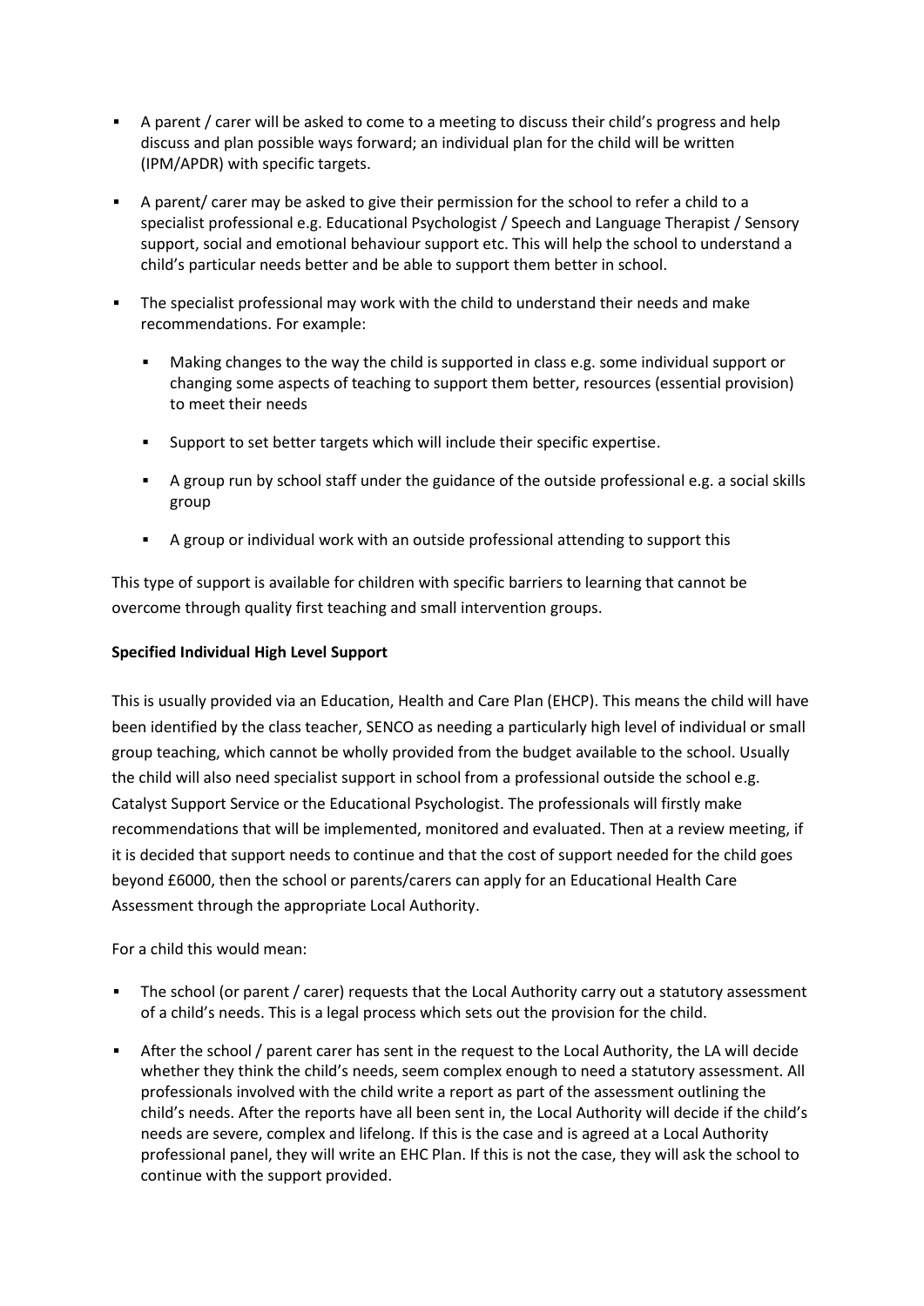- A parent / carer will be asked to come to a meeting to discuss their child's progress and help discuss and plan possible ways forward; an individual plan for the child will be written (IPM/APDR) with specific targets.
- A parent/ carer may be asked to give their permission for the school to refer a child to a specialist professional e.g. Educational Psychologist / Speech and Language Therapist / Sensory support, social and emotional behaviour support etc. This will help the school to understand a child's particular needs better and be able to support them better in school.
- The specialist professional may work with the child to understand their needs and make recommendations. For example:
  - Making changes to the way the child is supported in class e.g. some individual support or changing some aspects of teaching to support them better, resources (essential provision) to meet their needs
  - Support to set better targets which will include their specific expertise.
  - A group run by school staff under the guidance of the outside professional e.g. a social skills group
  - A group or individual work with an outside professional attending to support this

This type of support is available for children with specific barriers to learning that cannot be overcome through quality first teaching and small intervention groups.

**Specified Individual High Level Support**

This is usually provided via an Education, Health and Care Plan (EHCP). This means the child will have been identified by the class teacher, SENCO as needing a particularly high level of individual or small group teaching, which cannot be wholly provided from the budget available to the school. Usually the child will also need specialist support in school from a professional outside the school e.g. Catalyst Support Service or the Educational Psychologist. The professionals will firstly make recommendations that will be implemented, monitored and evaluated. Then at a review meeting, if it is decided that support needs to continue and that the cost of support needed for the child goes beyond £6000, then the school or parents/carers can apply for an Educational Health Care Assessment through the appropriate Local Authority.

For a child this would mean:

- The school (or parent / carer) requests that the Local Authority carry out a statutory assessment of a child's needs. This is a legal process which sets out the provision for the child.
- After the school / parent carer has sent in the request to the Local Authority, the LA will decide whether they think the child's needs, seem complex enough to need a statutory assessment. All professionals involved with the child write a report as part of the assessment outlining the child's needs. After the reports have all been sent in, the Local Authority will decide if the child's needs are severe, complex and lifelong. If this is the case and is agreed at a Local Authority professional panel, they will write an EHC Plan. If this is not the case, they will ask the school to continue with the support provided.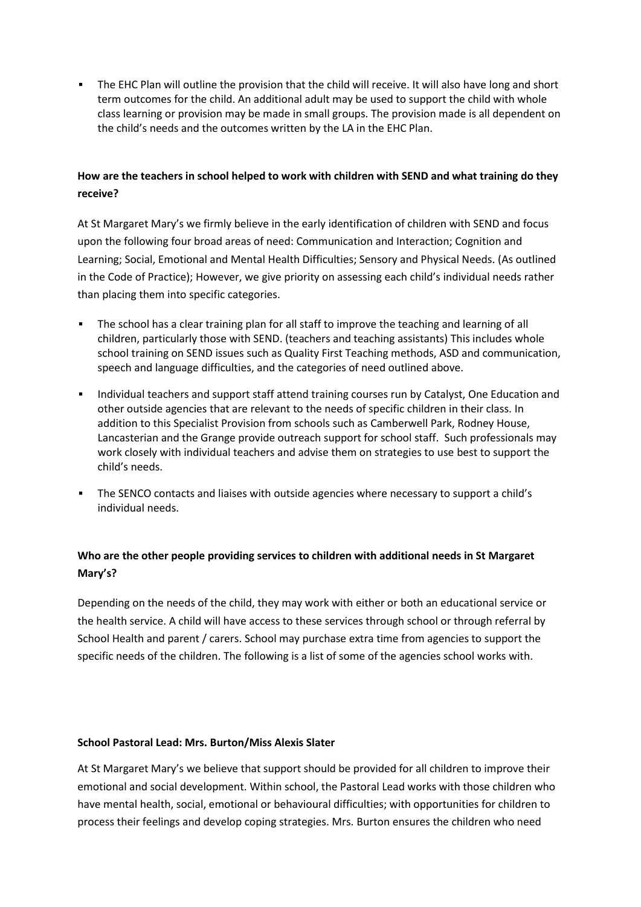- The EHC Plan will outline the provision that the child will receive. It will also have long and short term outcomes for the child. An additional adult may be used to support the child with whole class learning or provision may be made in small groups. The provision made is all dependent on the child's needs and the outcomes written by the LA in the EHC Plan.

**How are the teachers in school helped to work with children with SEND and what training do they receive?**

At St Margaret Mary's we firmly believe in the early identification of children with SEND and focus upon the following four broad areas of need: Communication and Interaction; Cognition and Learning; Social, Emotional and Mental Health Difficulties; Sensory and Physical Needs. (As outlined in the Code of Practice); However, we give priority on assessing each child's individual needs rather than placing them into specific categories.

- The school has a clear training plan for all staff to improve the teaching and learning of all children, particularly those with SEND. (teachers and teaching assistants) This includes whole school training on SEND issues such as Quality First Teaching methods, ASD and communication, speech and language difficulties, and the categories of need outlined above.
- Individual teachers and support staff attend training courses run by Catalyst, One Education and other outside agencies that are relevant to the needs of specific children in their class. In addition to this Specialist Provision from schools such as Camberwell Park, Rodney House, Lancasterian and the Grange provide outreach support for school staff. Such professionals may work closely with individual teachers and advise them on strategies to use best to support the child's needs.
- The SENCO contacts and liaises with outside agencies where necessary to support a child's individual needs.

**Who are the other people providing services to children with additional needs in St Margaret Mary's?**

Depending on the needs of the child, they may work with either or both an educational service or the health service. A child will have access to these services through school or through referral by School Health and parent / carers. School may purchase extra time from agencies to support the specific needs of the children. The following is a list of some of the agencies school works with.

**School Pastoral Lead: Mrs. Burton/Miss Alexis Slater**

At St Margaret Mary's we believe that support should be provided for all children to improve their emotional and social development. Within school, the Pastoral Lead works with those children who have mental health, social, emotional or behavioural difficulties; with opportunities for children to process their feelings and develop coping strategies. Mrs. Burton ensures the children who need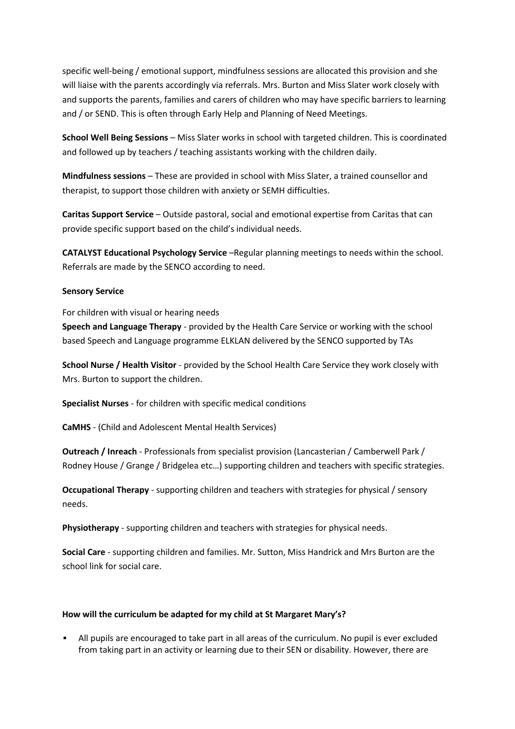specific well-being / emotional support, mindfulness sessions are allocated this provision and she will liaise with the parents accordingly via referrals. Mrs. Burton and Miss Slater work closely with and supports the parents, families and carers of children who may have specific barriers to learning and / or SEND. This is often through Early Help and Planning of Need Meetings.

**School Well Being Sessions** – Miss Slater works in school with targeted children. This is coordinated and followed up by teachers / teaching assistants working with the children daily.

**Mindfulness sessions** – These are provided in school with Miss Slater, a trained counsellor and therapist, to support those children with anxiety or SEMH difficulties.

**Caritas Support Service** – Outside pastoral, social and emotional expertise from Caritas that can provide specific support based on the child's individual needs.

**CATALYST Educational Psychology Service** –Regular planning meetings to needs within the school. Referrals are made by the SENCO according to need.

**Sensory Service**

For children with visual or hearing needs

**Speech and Language Therapy** - provided by the Health Care Service or working with the school based Speech and Language programme ELKLAN delivered by the SENCO supported by TAs

**School Nurse / Health Visitor** - provided by the School Health Care Service they work closely with Mrs. Burton to support the children.

**Specialist Nurses** - for children with specific medical conditions

**CaMHS** - (Child and Adolescent Mental Health Services)

**Outreach / Inreach** - Professionals from specialist provision (Lancasterian / Camberwell Park / Rodney House / Grange / Bridgelea etc…) supporting children and teachers with specific strategies.

**Occupational Therapy** - supporting children and teachers with strategies for physical / sensory needs.

**Physiotherapy** - supporting children and teachers with strategies for physical needs.

**Social Care** - supporting children and families. Mr. Sutton, Miss Handrick and Mrs Burton are the school link for social care.

**How will the curriculum be adapted for my child at St Margaret Mary's?**

- All pupils are encouraged to take part in all areas of the curriculum. No pupil is ever excluded from taking part in an activity or learning due to their SEN or disability. However, there are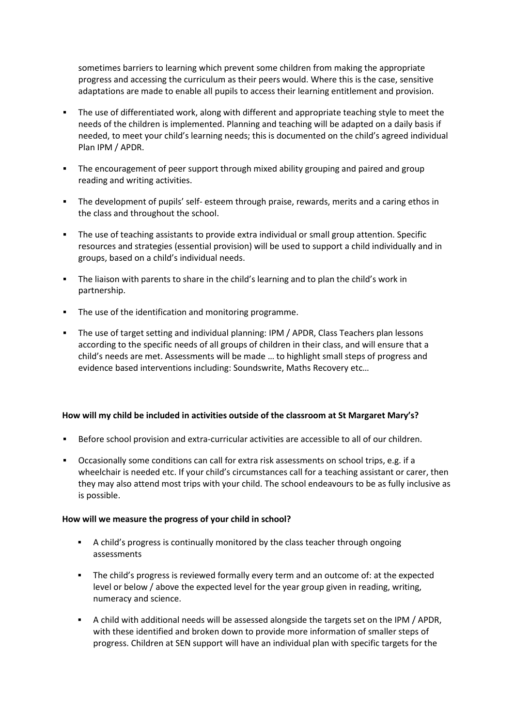sometimes barriers to learning which prevent some children from making the appropriate progress and accessing the curriculum as their peers would. Where this is the case, sensitive adaptations are made to enable all pupils to access their learning entitlement and provision.

- The use of differentiated work, along with different and appropriate teaching style to meet the needs of the children is implemented. Planning and teaching will be adapted on a daily basis if needed, to meet your child's learning needs; this is documented on the child's agreed individual Plan IPM / APDR.
- The encouragement of peer support through mixed ability grouping and paired and group reading and writing activities.
- The development of pupils' self- esteem through praise, rewards, merits and a caring ethos in the class and throughout the school.
- The use of teaching assistants to provide extra individual or small group attention. Specific resources and strategies (essential provision) will be used to support a child individually and in groups, based on a child's individual needs.
- The liaison with parents to share in the child's learning and to plan the child's work in partnership.
- The use of the identification and monitoring programme.
- The use of target setting and individual planning: IPM / APDR, Class Teachers plan lessons according to the specific needs of all groups of children in their class, and will ensure that a child's needs are met. Assessments will be made … to highlight small steps of progress and evidence based interventions including: Soundswrite, Maths Recovery etc…

**How will my child be included in activities outside of the classroom at St Margaret Mary's?**

- Before school provision and extra-curricular activities are accessible to all of our children.
- Occasionally some conditions can call for extra risk assessments on school trips, e.g. if a wheelchair is needed etc. If your child's circumstances call for a teaching assistant or carer, then they may also attend most trips with your child. The school endeavours to be as fully inclusive as is possible.

**How will we measure the progress of your child in school?**

- A child's progress is continually monitored by the class teacher through ongoing assessments
- The child's progress is reviewed formally every term and an outcome of: at the expected level or below / above the expected level for the year group given in reading, writing, numeracy and science.
- A child with additional needs will be assessed alongside the targets set on the IPM / APDR, with these identified and broken down to provide more information of smaller steps of progress. Children at SEN support will have an individual plan with specific targets for the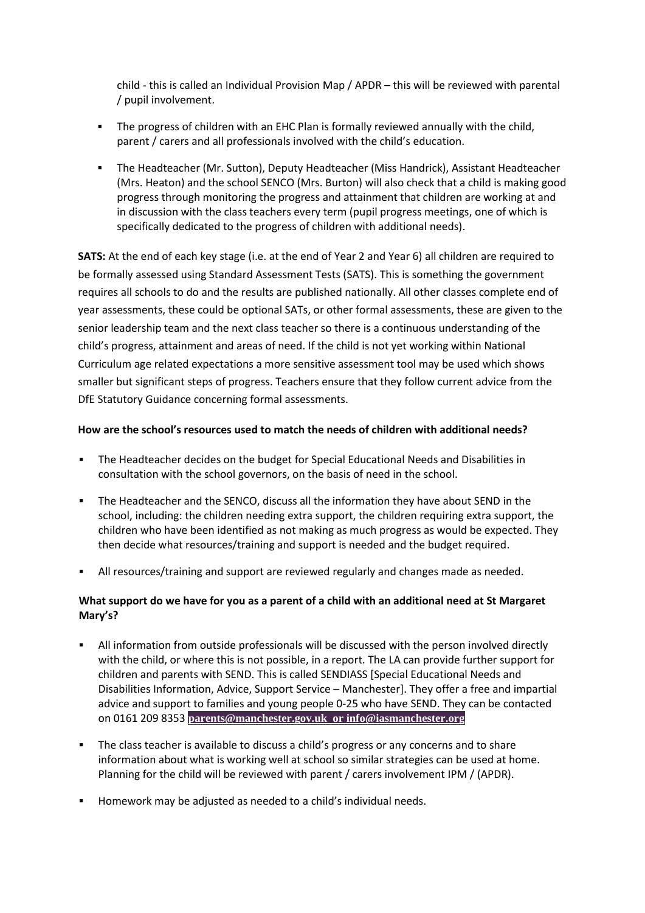child - this is called an Individual Provision Map / APDR – this will be reviewed with parental / pupil involvement.

- The progress of children with an EHC Plan is formally reviewed annually with the child, parent / carers and all professionals involved with the child's education.
- The Headteacher (Mr. Sutton), Deputy Headteacher (Miss Handrick), Assistant Headteacher (Mrs. Heaton) and the school SENCO (Mrs. Burton) will also check that a child is making good progress through monitoring the progress and attainment that children are working at and in discussion with the class teachers every term (pupil progress meetings, one of which is specifically dedicated to the progress of children with additional needs).

**SATS:** At the end of each key stage (i.e. at the end of Year 2 and Year 6) all children are required to be formally assessed using Standard Assessment Tests (SATS). This is something the government requires all schools to do and the results are published nationally. All other classes complete end of year assessments, these could be optional SATs, or other formal assessments, these are given to the senior leadership team and the next class teacher so there is a continuous understanding of the child's progress, attainment and areas of need. If the child is not yet working within National Curriculum age related expectations a more sensitive assessment tool may be used which shows smaller but significant steps of progress. Teachers ensure that they follow current advice from the DfE Statutory Guidance concerning formal assessments.

**How are the school's resources used to match the needs of children with additional needs?**

- The Headteacher decides on the budget for Special Educational Needs and Disabilities in consultation with the school governors, on the basis of need in the school.
- The Headteacher and the SENCO, discuss all the information they have about SEND in the school, including: the children needing extra support, the children requiring extra support, the children who have been identified as not making as much progress as would be expected. They then decide what resources/training and support is needed and the budget required.
- All resources/training and support are reviewed regularly and changes made as needed.

**What support do we have for you as a parent of a child with an additional need at St Margaret Mary's?**

- All information from outside professionals will be discussed with the person involved directly with the child, or where this is not possible, in a report. The LA can provide further support for children and parents with SEND. This is called SENDIASS [Special Educational Needs and Disabilities Information, Advice, Support Service – Manchester]. They offer a free and impartial advice and support to families and young people 0-25 who have SEND. They can be contacted on 0161 209 8353 **parents@manchester.gov.uk or info@iasmanchester.org**
- The class teacher is available to discuss a child's progress or any concerns and to share information about what is working well at school so similar strategies can be used at home. Planning for the child will be reviewed with parent / carers involvement IPM / (APDR).
- Homework may be adjusted as needed to a child's individual needs.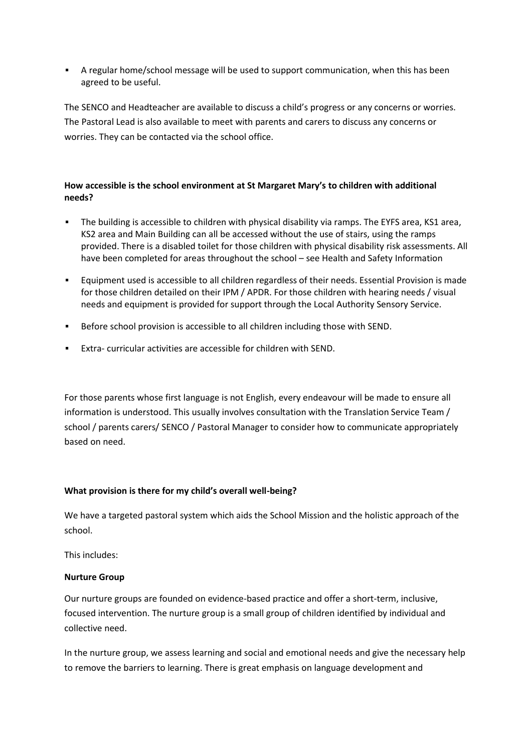- A regular home/school message will be used to support communication, when this has been agreed to be useful.

The SENCO and Headteacher are available to discuss a child's progress or any concerns or worries. The Pastoral Lead is also available to meet with parents and carers to discuss any concerns or worries. They can be contacted via the school office.

**How accessible is the school environment at St Margaret Mary's to children with additional needs?**

- The building is accessible to children with physical disability via ramps. The EYFS area, KS1 area, KS2 area and Main Building can all be accessed without the use of stairs, using the ramps provided. There is a disabled toilet for those children with physical disability risk assessments. All have been completed for areas throughout the school – see Health and Safety Information
- Equipment used is accessible to all children regardless of their needs. Essential Provision is made for those children detailed on their IPM / APDR. For those children with hearing needs / visual needs and equipment is provided for support through the Local Authority Sensory Service.
- Before school provision is accessible to all children including those with SEND.
- Extra- curricular activities are accessible for children with SEND.

For those parents whose first language is not English, every endeavour will be made to ensure all information is understood. This usually involves consultation with the Translation Service Team / school / parents carers/ SENCO / Pastoral Manager to consider how to communicate appropriately based on need.

**What provision is there for my child's overall well-being?**

We have a targeted pastoral system which aids the School Mission and the holistic approach of the school.

This includes:

**Nurture Group**

Our nurture groups are founded on evidence-based practice and offer a short-term, inclusive, focused intervention. The nurture group is a small group of children identified by individual and collective need.

In the nurture group, we assess learning and social and emotional needs and give the necessary help to remove the barriers to learning. There is great emphasis on language development and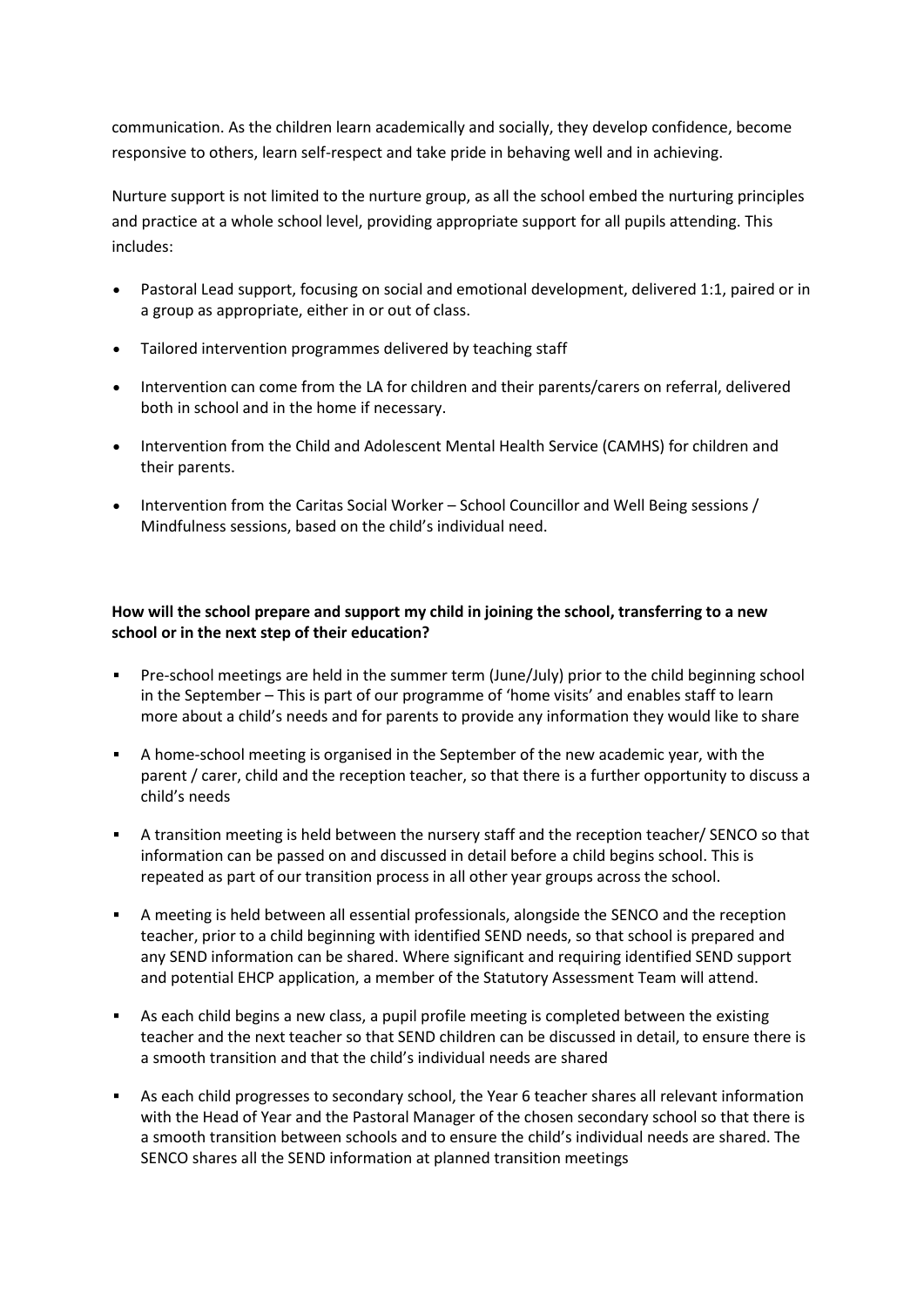communication. As the children learn academically and socially, they develop confidence, become responsive to others, learn self-respect and take pride in behaving well and in achieving.

Nurture support is not limited to the nurture group, as all the school embed the nurturing principles and practice at a whole school level, providing appropriate support for all pupils attending. This includes:

- Pastoral Lead support, focusing on social and emotional development, delivered 1:1, paired or in a group as appropriate, either in or out of class.
- Tailored intervention programmes delivered by teaching staff
- Intervention can come from the LA for children and their parents/carers on referral, delivered both in school and in the home if necessary.
- Intervention from the Child and Adolescent Mental Health Service (CAMHS) for children and their parents.
- Intervention from the Caritas Social Worker – School Councillor and Well Being sessions / Mindfulness sessions, based on the child's individual need.

**How will the school prepare and support my child in joining the school, transferring to a new school or in the next step of their education?**

- Pre-school meetings are held in the summer term (June/July) prior to the child beginning school in the September – This is part of our programme of 'home visits' and enables staff to learn more about a child's needs and for parents to provide any information they would like to share
- A home-school meeting is organised in the September of the new academic year, with the parent / carer, child and the reception teacher, so that there is a further opportunity to discuss a child's needs
- A transition meeting is held between the nursery staff and the reception teacher/ SENCO so that information can be passed on and discussed in detail before a child begins school. This is repeated as part of our transition process in all other year groups across the school.
- A meeting is held between all essential professionals, alongside the SENCO and the reception teacher, prior to a child beginning with identified SEND needs, so that school is prepared and any SEND information can be shared. Where significant and requiring identified SEND support and potential EHCP application, a member of the Statutory Assessment Team will attend.
- As each child begins a new class, a pupil profile meeting is completed between the existing teacher and the next teacher so that SEND children can be discussed in detail, to ensure there is a smooth transition and that the child's individual needs are shared
- As each child progresses to secondary school, the Year 6 teacher shares all relevant information with the Head of Year and the Pastoral Manager of the chosen secondary school so that there is a smooth transition between schools and to ensure the child's individual needs are shared. The SENCO shares all the SEND information at planned transition meetings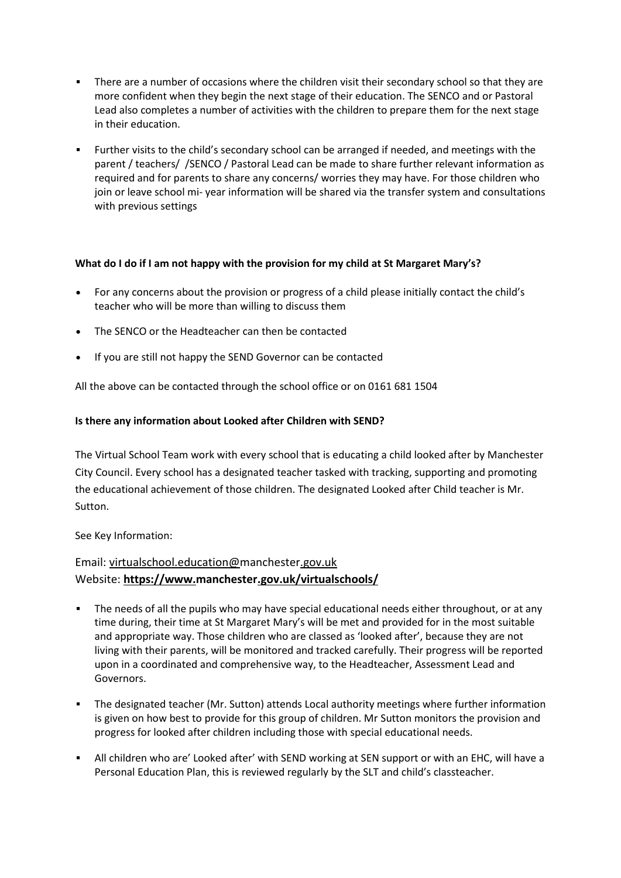- There are a number of occasions where the children visit their secondary school so that they are more confident when they begin the next stage of their education. The SENCO and or Pastoral Lead also completes a number of activities with the children to prepare them for the next stage in their education.
- Further visits to the child's secondary school can be arranged if needed, and meetings with the parent / teachers/ /SENCO / Pastoral Lead can be made to share further relevant information as required and for parents to share any concerns/ worries they may have. For those children who join or leave school mi- year information will be shared via the transfer system and consultations with previous settings

**What do I do if I am not happy with the provision for my child at St Margaret Mary's?**

- For any concerns about the provision or progress of a child please initially contact the child's teacher who will be more than willing to discuss them
- The SENCO or the Headteacher can then be contacted
- If you are still not happy the SEND Governor can be contacted

All the above can be contacted through the school office or on 0161 681 1504

**Is there any information about Looked after Children with SEND?**

The Virtual School Team work with every school that is educating a child looked after by Manchester City Council. Every school has a designated teacher tasked with tracking, supporting and promoting the educational achievement of those children. The designated Looked after Child teacher is Mr. Sutton.

See Key Information:

Email: virtualschool.education@manchester.gov.uk
Website: **https://www.manchester.gov.uk/virtualschools/**

- The needs of all the pupils who may have special educational needs either throughout, or at any time during, their time at St Margaret Mary's will be met and provided for in the most suitable and appropriate way. Those children who are classed as 'looked after', because they are not living with their parents, will be monitored and tracked carefully. Their progress will be reported upon in a coordinated and comprehensive way, to the Headteacher, Assessment Lead and Governors.
- The designated teacher (Mr. Sutton) attends Local authority meetings where further information is given on how best to provide for this group of children. Mr Sutton monitors the provision and progress for looked after children including those with special educational needs.
- All children who are' Looked after' with SEND working at SEN support or with an EHC, will have a Personal Education Plan, this is reviewed regularly by the SLT and child's classteacher.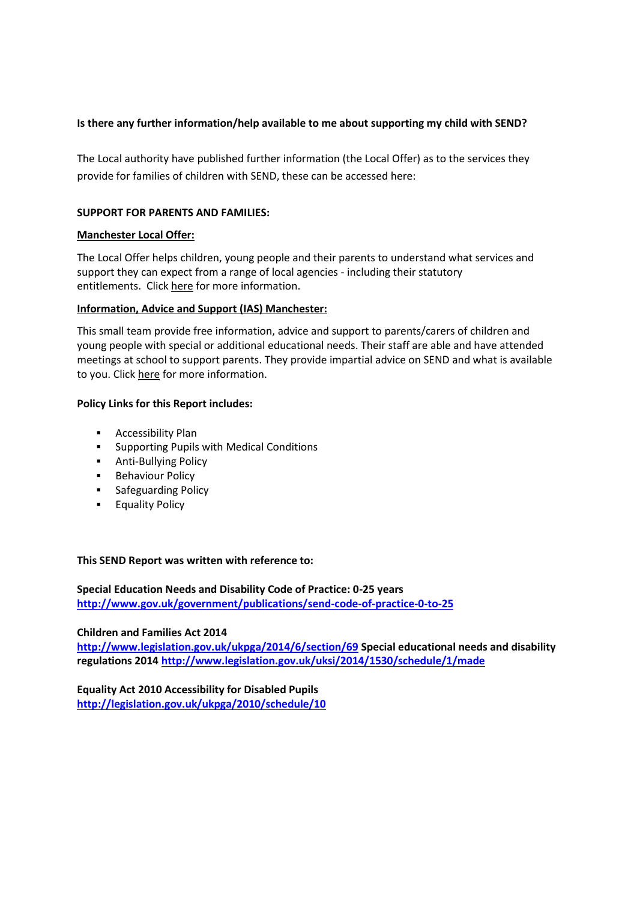**Is there any further information/help available to me about supporting my child with SEND?**

The Local authority have published further information (the Local Offer) as to the services they provide for families of children with SEND, these can be accessed here:

**SUPPORT FOR PARENTS AND FAMILIES:**

**Manchester Local Offer:**

The Local Offer helps children, young people and their parents to understand what services and support they can expect from a range of local agencies - including their statutory entitlements. Click here for more information.

**Information, Advice and Support (IAS) Manchester:**

This small team provide free information, advice and support to parents/carers of children and young people with special or additional educational needs. Their staff are able and have attended meetings at school to support parents. They provide impartial advice on SEND and what is available to you. Click here for more information.

**Policy Links for this Report includes:**

- Accessibility Plan
- Supporting Pupils with Medical Conditions
- Anti-Bullying Policy
- Behaviour Policy
- Safeguarding Policy
- Equality Policy

**This SEND Report was written with reference to:**

**Special Education Needs and Disability Code of Practice: 0-25 years**
**http://www.gov.uk/government/publications/send-code-of-practice-0-to-25**

**Children and Families Act 2014**
**http://www.legislation.gov.uk/ukpga/2014/6/section/69 Special educational needs and disability regulations 2014 http://www.legislation.gov.uk/uksi/2014/1530/schedule/1/made**

**Equality Act 2010 Accessibility for Disabled Pupils**
**http://legislation.gov.uk/ukpga/2010/schedule/10**